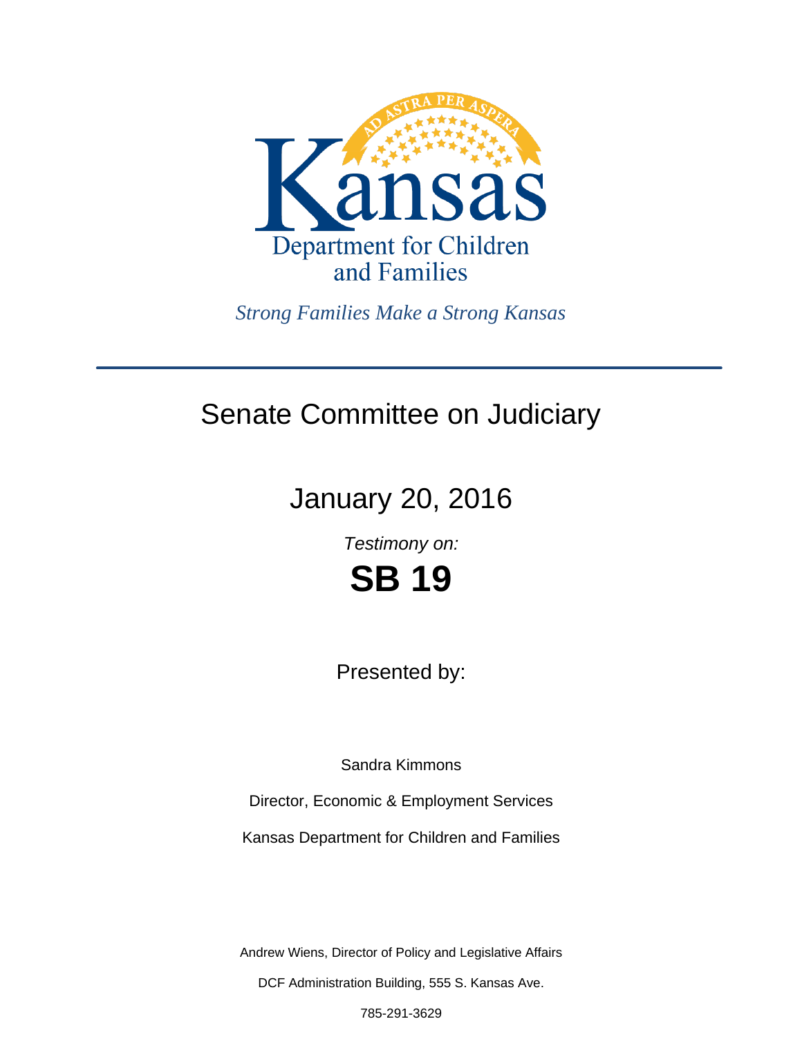Kansas

Department for Children and Families

*Strong Families Make a Strong Kansas*

---

# Senate Committee on Judiciary

## January 20, 2016

*Testimony on:*

# SB 19

Presented by:

Sandra Kimmons

Director, Economic & Employment Services

Kansas Department for Children and Families

Andrew Wiens, Director of Policy and Legislative Affairs

DCF Administration Building, 555 S. Kansas Ave.

785-291-3629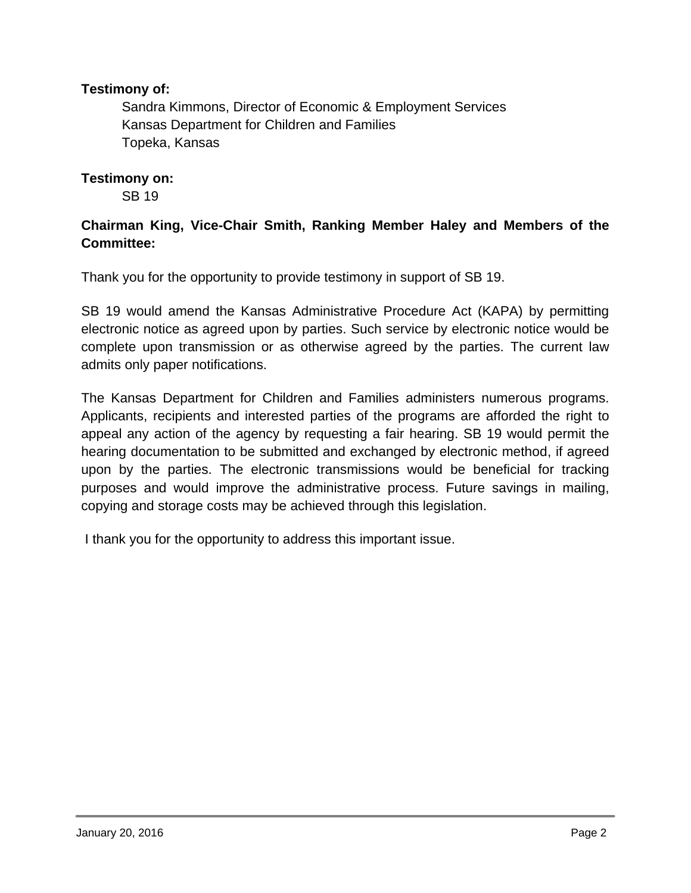**Testimony of:**

Sandra Kimmons, Director of Economic & Employment Services
Kansas Department for Children and Families
Topeka, Kansas

**Testimony on:**

SB 19

**Chairman King, Vice-Chair Smith, Ranking Member Haley and Members of the Committee:**

Thank you for the opportunity to provide testimony in support of SB 19.

SB 19 would amend the Kansas Administrative Procedure Act (KAPA) by permitting electronic notice as agreed upon by parties. Such service by electronic notice would be complete upon transmission or as otherwise agreed by the parties. The current law admits only paper notifications.

The Kansas Department for Children and Families administers numerous programs. Applicants, recipients and interested parties of the programs are afforded the right to appeal any action of the agency by requesting a fair hearing. SB 19 would permit the hearing documentation to be submitted and exchanged by electronic method, if agreed upon by the parties. The electronic transmissions would be beneficial for tracking purposes and would improve the administrative process. Future savings in mailing, copying and storage costs may be achieved through this legislation.

I thank you for the opportunity to address this important issue.

January 20, 2016